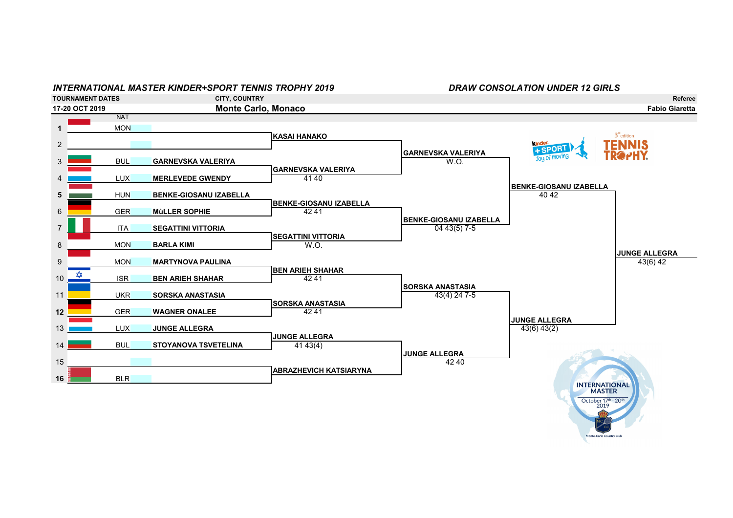# INTERNATIONAL MASTER KINDER+SPORT TENNIS TROPHY 2019

## DRAW CONSOLATION UNDER 12 GIRLS

| TOURNAMENT DATES | CITY, COUNTRY | Referee |
|---|---|---|
| 17-20 OCT 2019 | Monte Carlo, Monaco | Fabio Giaretta |

### First Round

| # | NAT | Player |
|---|---|---|
| **1** | MON | |
| 2 | | |
| 3 | BUL | GARNEVSKA VALERIYA |
| 4 | LUX | MERLEVEDE GWENDY |
| **5** | HUN | BENKE-GIOSANU IZABELLA |
| 6 | GER | MùLLER SOPHIE |
| 7 | ITA | SEGATTINI VITTORIA |
| 8 | MON | BARLA KIMI |
| 9 | MON | MARTYNOVA PAULINA |
| 10 | ISR | BEN ARIEH SHAHAR |
| 11 | UKR | SORSKA ANASTASIA |
| **12** | GER | WAGNER ONALEE |
| 13 | LUX | JUNGE ALLEGRA |
| 14 | BUL | STOYANOVA TSVETELINA |
| 15 | | |
| **16** | BLR | |

### Second Round

| Winner | Score |
|---|---|
| KASAI HANAKO | |
| GARNEVSKA VALERIYA | 41 40 |
| BENKE-GIOSANU IZABELLA | 42 41 |
| SEGATTINI VITTORIA | W.O. |
| BEN ARIEH SHAHAR | 42 41 |
| SORSKA ANASTASIA | 42 41 |
| JUNGE ALLEGRA | 41 43(4) |
| ABRAZHEVICH KATSIARYNA | |

### Quarterfinals

| Winner | Score |
|---|---|
| GARNEVSKA VALERIYA | W.O. |
| BENKE-GIOSANU IZABELLA | 04 43(5) 7-5 |
| SORSKA ANASTASIA | 43(4) 24 7-5 |
| JUNGE ALLEGRA | 42 40 |

### Semifinals

| Winner | Score |
|---|---|
| BENKE-GIOSANU IZABELLA | 40 42 |
| JUNGE ALLEGRA | 43(6) 43(2) |

### Final

| Winner | Score |
|---|---|
| JUNGE ALLEGRA | 43(6) 42 |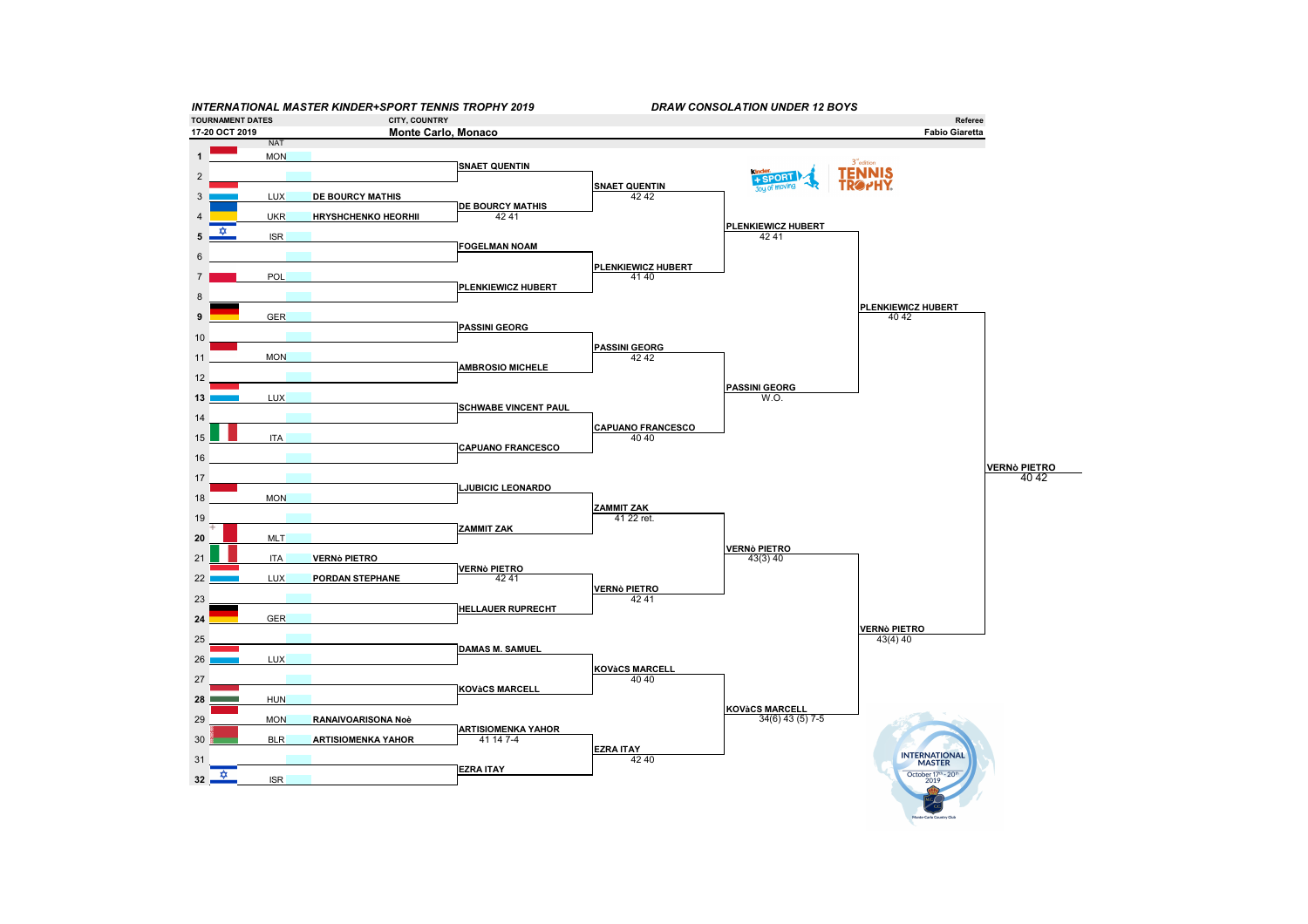*INTERNATIONAL MASTER KINDER+SPORT TENNIS TROPHY 2019*

*DRAW CONSOLATION UNDER 12 BOYS*

| TOURNAMENT DATES | CITY, COUNTRY | Referee |
|---|---|---|
| 17-20 OCT 2019 | Monte Carlo, Monaco | Fabio Giaretta |

| # | NAT | Player |
|---|---|---|
| 1 | MON | |
| 2 | | |
| 3 | LUX | DE BOURCY MATHIS |
| 4 | UKR | HRYSHCHENKO HEORHII |
| 5 | ISR | |
| 6 | | |
| 7 | POL | |
| 8 | | |
| 9 | GER | |
| 10 | | |
| 11 | MON | |
| 12 | | |
| 13 | LUX | |
| 14 | | |
| 15 | ITA | |
| 16 | | |
| 17 | | |
| 18 | MON | |
| 19 | | |
| 20 | MLT | |
| 21 | ITA | VERNò PIETRO |
| 22 | LUX | PORDAN STEPHANE |
| 23 | | |
| 24 | GER | |
| 25 | | |
| 26 | LUX | |
| 27 | | |
| 28 | HUN | |
| 29 | MON | RANAIVOARISONA Noè |
| 30 | BLR | ARTISIOMENKA YAHOR |
| 31 | | |
| 32 | ISR | |

**Round 1**

- SNAET QUENTIN
- DE BOURCY MATHIS 42 41
- FOGELMAN NOAM
- PLENKIEWICZ HUBERT
- PASSINI GEORG
- AMBROSIO MICHELE
- SCHWABE VINCENT PAUL
- CAPUANO FRANCESCO
- LJUBICIC LEONARDO
- ZAMMIT ZAK
- VERNò PIETRO 42 41
- HELLAUER RUPRECHT
- DAMAS M. SAMUEL
- KOVàCS MARCELL
- ARTISIOMENKA YAHOR 41 14 7-4
- EZRA ITAY

**Round 2**

- SNAET QUENTIN 42 42
- PLENKIEWICZ HUBERT 41 40
- PASSINI GEORG 42 42
- CAPUANO FRANCESCO 40 40
- ZAMMIT ZAK 41 22 ret.
- VERNò PIETRO 42 41
- KOVàCS MARCELL 40 40
- EZRA ITAY 42 40

**Quarterfinals**

- PLENKIEWICZ HUBERT 42 41
- PASSINI GEORG W.O.
- VERNò PIETRO 43(3) 40
- KOVàCS MARCELL 34(6) 43 (5) 7-5

**Semifinals**

- PLENKIEWICZ HUBERT 40 42
- VERNò PIETRO 43(4) 40

**Winner**

- VERNò PIETRO 40 42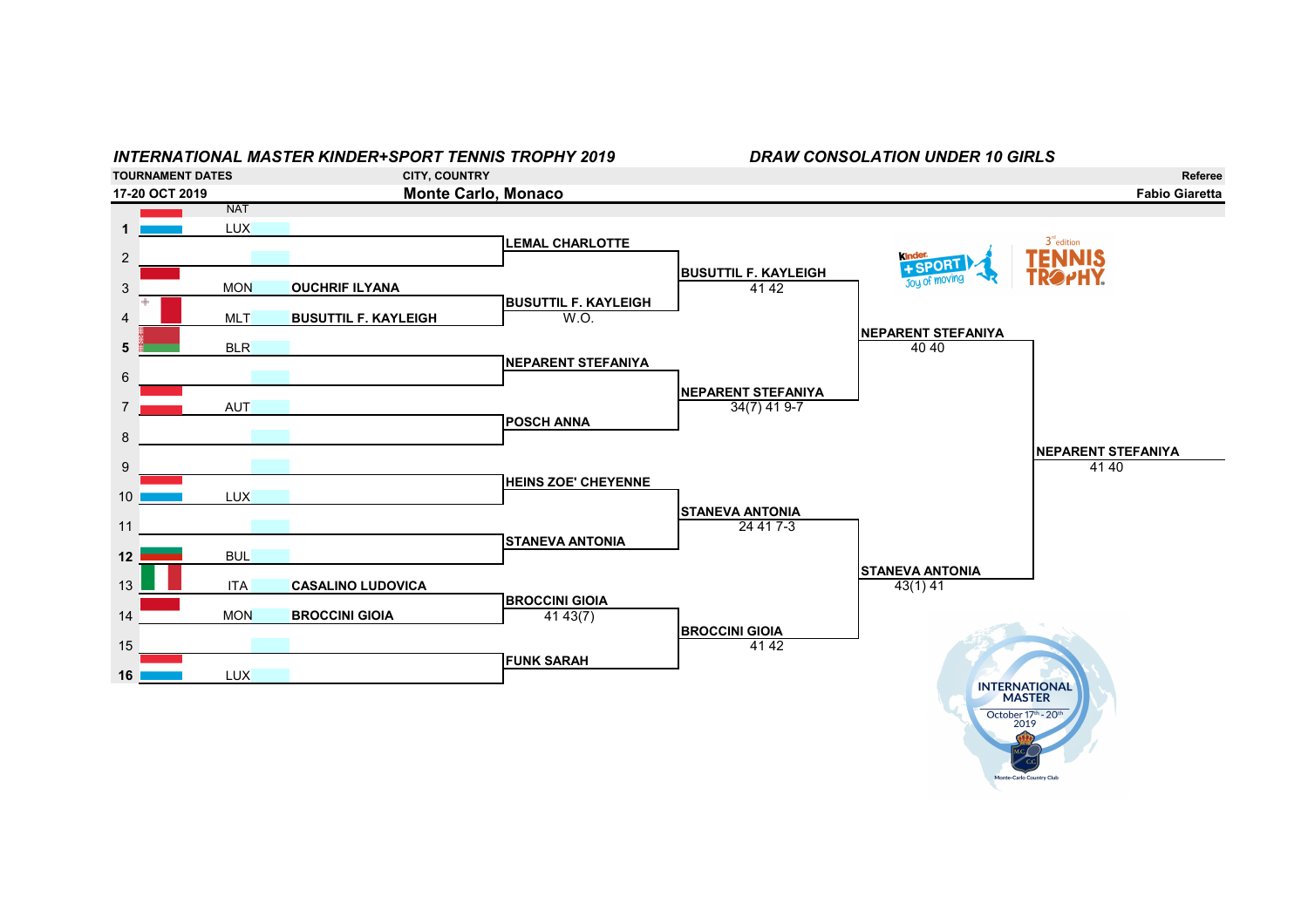# INTERNATIONAL MASTER KINDER+SPORT TENNIS TROPHY 2019

## DRAW CONSOLATION UNDER 10 GIRLS

| TOURNAMENT DATES | CITY, COUNTRY | Referee |
|---|---|---|
| 17-20 OCT 2019 | Monte Carlo, Monaco | Fabio Giaretta |

| # | NAT | Player | Round 1 | Quarterfinals | Semifinals | Final |
|---|---|---|---|---|---|---|
| **1** | LUX | | **LEMAL CHARLOTTE** | **BUSUTTIL F. KAYLEIGH** 41 42 | **NEPARENT STEFANIYA** 40 40 | **NEPARENT STEFANIYA** 41 40 |
| 2 | | | | | | |
| 3 | MON | **OUCHRIF ILYANA** | **BUSUTTIL F. KAYLEIGH** W.O. | | | |
| 4 | MLT | **BUSUTTIL F. KAYLEIGH** | | | | |
| **5** | BLR | | **NEPARENT STEFANIYA** | **NEPARENT STEFANIYA** 34(7) 41 9-7 | | |
| 6 | | | | | | |
| 7 | AUT | | **POSCH ANNA** | | | |
| 8 | | | | | | |
| 9 | | | **HEINS ZOE' CHEYENNE** | **STANEVA ANTONIA** 24 41 7-3 | **STANEVA ANTONIA** 43(1) 41 | |
| 10 | LUX | | | | | |
| 11 | | | **STANEVA ANTONIA** | | | |
| **12** | BUL | | | | | |
| 13 | ITA | **CASALINO LUDOVICA** | **BROCCINI GIOIA** 41 43(7) | **BROCCINI GIOIA** 41 42 | | |
| 14 | MON | **BROCCINI GIOIA** | | | | |
| 15 | | | **FUNK SARAH** | | | |
| **16** | LUX | | | | | |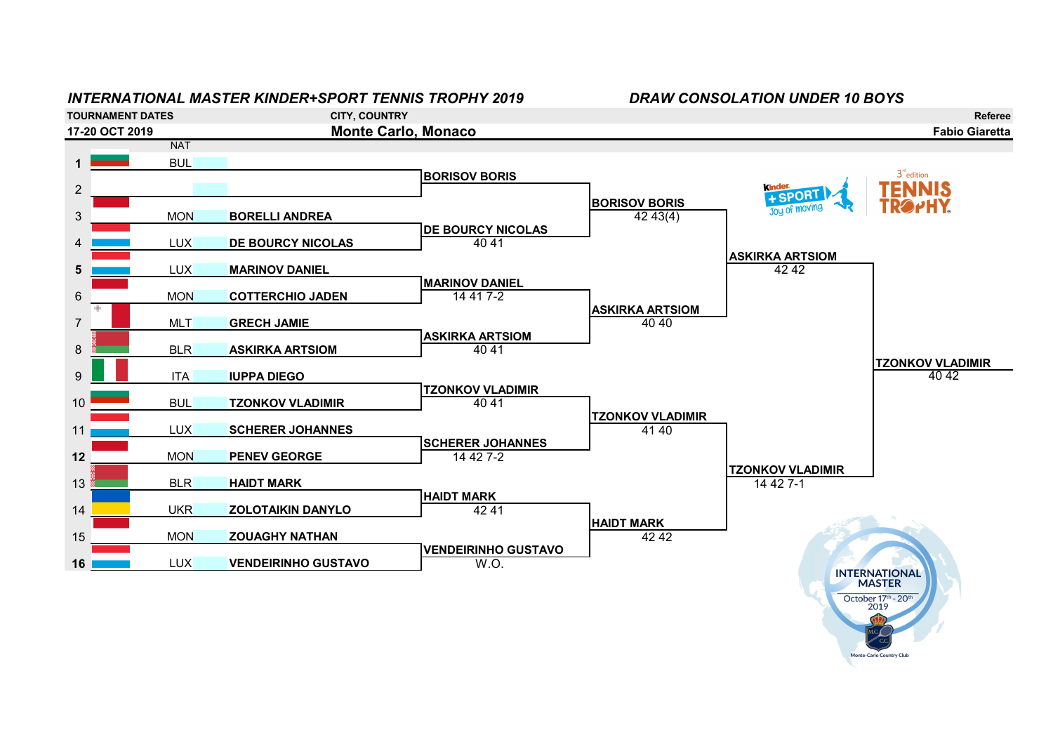## *INTERNATIONAL MASTER KINDER+SPORT TENNIS TROPHY 2019*

## *DRAW CONSOLATION UNDER 10 BOYS*

| TOURNAMENT DATES | CITY, COUNTRY | Referee |
|---|---|---|
| 17-20 OCT 2019 | Monte Carlo, Monaco | Fabio Giaretta |

| # | NAT | Player | Round 1 | Quarterfinal | Semifinal | Final |
|---|---|---|---|---|---|---|
| 1 | BUL | | BORISOV BORIS | | | |
| 2 | | | | BORISOV BORIS 42 43(4) | | |
| 3 | MON | BORELLI ANDREA | DE BOURCY NICOLAS 40 41 | | | |
| 4 | LUX | DE BOURCY NICOLAS | | | ASKIRKA ARTSIOM 42 42 | |
| 5 | LUX | MARINOV DANIEL | MARINOV DANIEL 14 41 7-2 | | | |
| 6 | MON | COTTERCHIO JADEN | | ASKIRKA ARTSIOM 40 40 | | |
| 7 | MLT | GRECH JAMIE | ASKIRKA ARTSIOM 40 41 | | | |
| 8 | BLR | ASKIRKA ARTSIOM | | | | TZONKOV VLADIMIR 40 42 |
| 9 | ITA | IUPPA DIEGO | TZONKOV VLADIMIR 40 41 | | | |
| 10 | BUL | TZONKOV VLADIMIR | | TZONKOV VLADIMIR 41 40 | | |
| 11 | LUX | SCHERER JOHANNES | SCHERER JOHANNES 14 42 7-2 | | | |
| 12 | MON | PENEV GEORGE | | | TZONKOV VLADIMIR 14 42 7-1 | |
| 13 | BLR | HAIDT MARK | HAIDT MARK 42 41 | | | |
| 14 | UKR | ZOLOTAIKIN DANYLO | | HAIDT MARK 42 42 | | |
| 15 | MON | ZOUAGHY NATHAN | VENDEIRINHO GUSTAVO W.O. | | | |
| 16 | LUX | VENDEIRINHO GUSTAVO | | | | |

Kinder + SPORT Joy of moving

3rd edition TENNIS TROPHY

INTERNATIONAL MASTER
October 17th - 20th 2019
Monte-Carlo Country Club